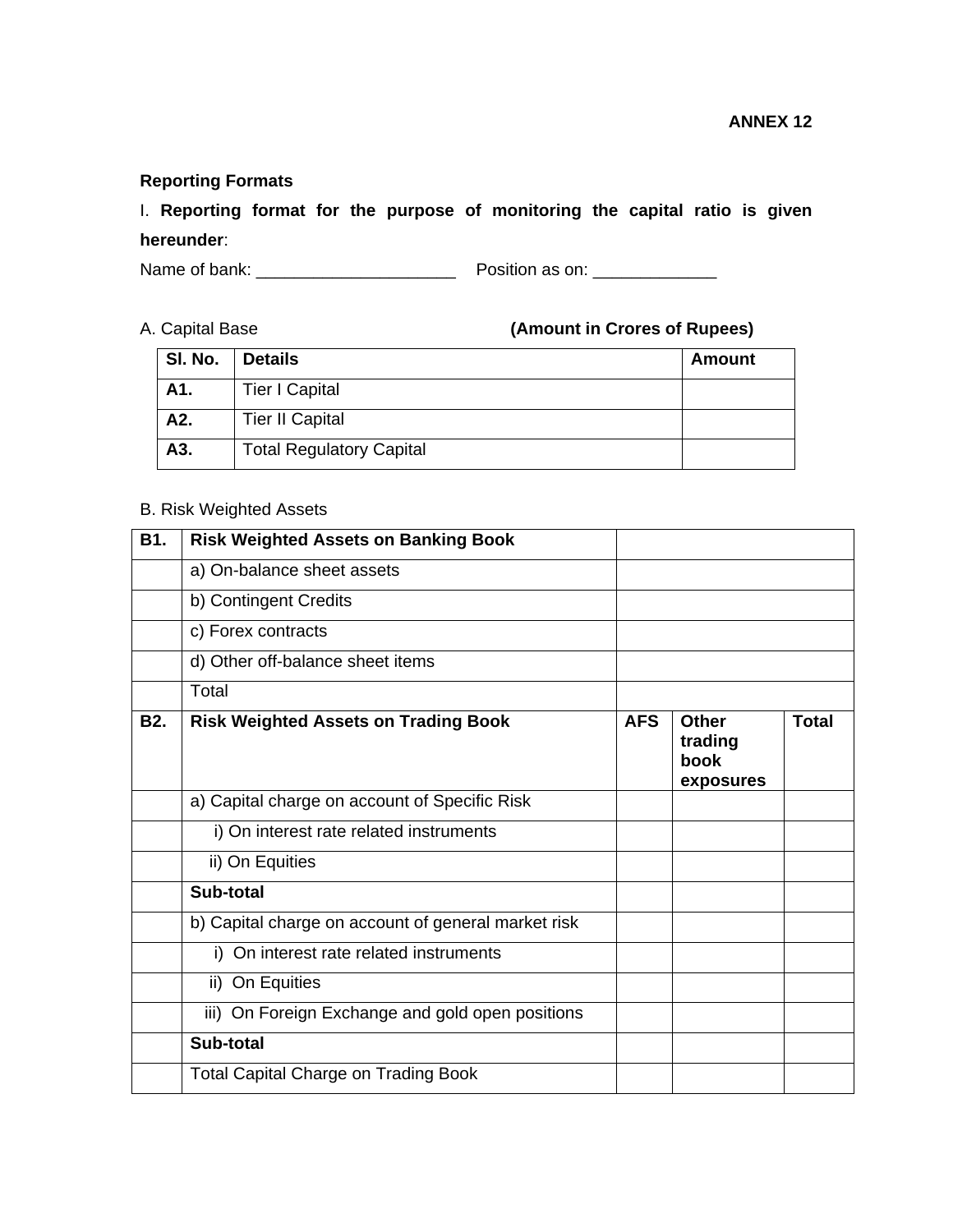**ANNEX 12**

**Reporting Formats**

I. **Reporting format for the purpose of monitoring the capital ratio is given hereunder**:

Name of bank: _____________________ Position as on: _____________

A. Capital Base **(Amount in Crores of Rupees)**

| Sl. No. | Details | Amount |
|---|---|---|
| **A1.** | Tier I Capital | |
| **A2.** | Tier II Capital | |
| **A3.** | Total Regulatory Capital | |

B. Risk Weighted Assets

| **B1.** | **Risk Weighted Assets on Banking Book** | | | |
|---|---|---|---|---|
| | a) On-balance sheet assets | | | |
| | b) Contingent Credits | | | |
| | c) Forex contracts | | | |
| | d) Other off-balance sheet items | | | |
| | Total | | | |
| **B2.** | **Risk Weighted Assets on Trading Book** | **AFS** | **Other trading book exposures** | **Total** |
| | a) Capital charge on account of Specific Risk | | | |
| | i) On interest rate related instruments | | | |
| | ii) On Equities | | | |
| | **Sub-total** | | | |
| | b) Capital charge on account of general market risk | | | |
| | i) On interest rate related instruments | | | |
| | ii) On Equities | | | |
| | iii) On Foreign Exchange and gold open positions | | | |
| | **Sub-total** | | | |
| | Total Capital Charge on Trading Book | | | |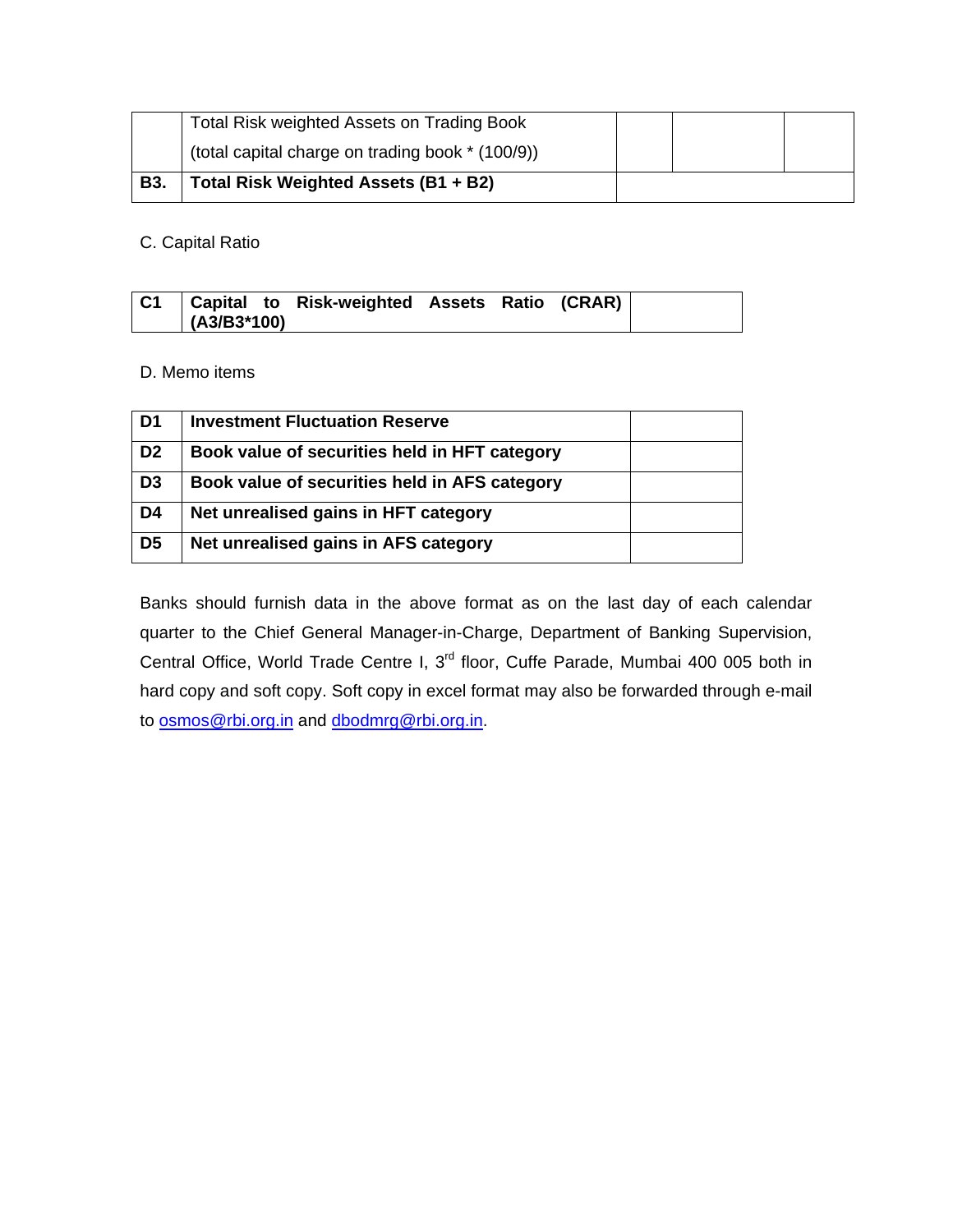| | | | | |
|---|---|---|---|---|
| | Total Risk weighted Assets on Trading Book (total capital charge on trading book * (100/9)) | | | |
| **B3.** | **Total Risk Weighted Assets (B1 + B2)** | | | |

C. Capital Ratio

| | | |
|---|---|---|
| **C1** | **Capital to Risk-weighted Assets Ratio (CRAR) (A3/B3*100)** | |

D. Memo items

| | | |
|---|---|---|
| **D1** | **Investment Fluctuation Reserve** | |
| **D2** | **Book value of securities held in HFT category** | |
| **D3** | **Book value of securities held in AFS category** | |
| **D4** | **Net unrealised gains in HFT category** | |
| **D5** | **Net unrealised gains in AFS category** | |

Banks should furnish data in the above format as on the last day of each calendar quarter to the Chief General Manager-in-Charge, Department of Banking Supervision, Central Office, World Trade Centre I, 3rd floor, Cuffe Parade, Mumbai 400 005 both in hard copy and soft copy. Soft copy in excel format may also be forwarded through e-mail to osmos@rbi.org.in and dbodmrg@rbi.org.in.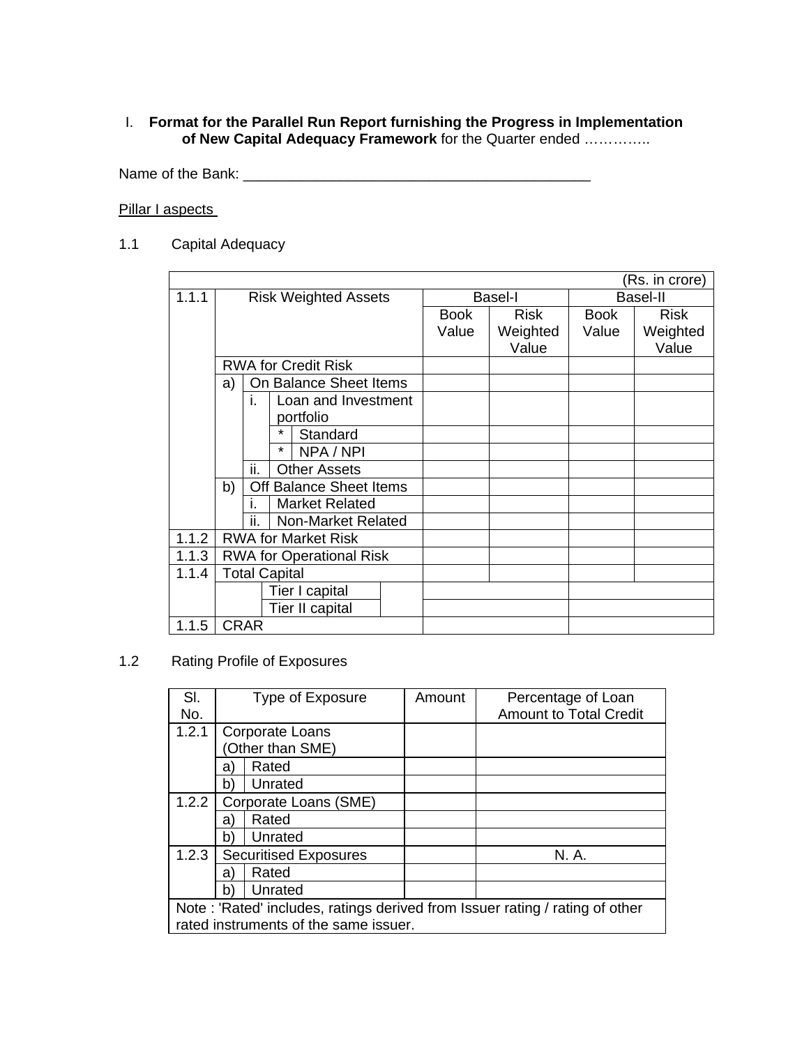I. **Format for the Parallel Run Report furnishing the Progress in Implementation of New Capital Adequacy Framework** for the Quarter ended …………..

Name of the Bank: ____________________________________________

Pillar I aspects

1.1 Capital Adequacy

(Rs. in crore)

| | | Basel-I | | Basel-II | |
|---|---|---|---|---|---|
| 1.1.1 | Risk Weighted Assets | Book Value | Risk Weighted Value | Book Value | Risk Weighted Value |
| | RWA for Credit Risk | | | | |
| | a) On Balance Sheet Items | | | | |
| | i. Loan and Investment portfolio | | | | |
| | * Standard | | | | |
| | * NPA / NPI | | | | |
| | ii. Other Assets | | | | |
| | b) Off Balance Sheet Items | | | | |
| | i. Market Related | | | | |
| | ii. Non-Market Related | | | | |
| 1.1.2 | RWA for Market Risk | | | | |
| 1.1.3 | RWA for Operational Risk | | | | |
| 1.1.4 | Total Capital | | | | |
| | Tier I capital | | | | |
| | Tier II capital | | | | |
| 1.1.5 | CRAR | | | | |

1.2 Rating Profile of Exposures

| Sl. No. | Type of Exposure | Amount | Percentage of Loan Amount to Total Credit |
|---|---|---|---|
| 1.2.1 | Corporate Loans (Other than SME) | | |
| | a) Rated | | |
| | b) Unrated | | |
| 1.2.2 | Corporate Loans (SME) | | |
| | a) Rated | | |
| | b) Unrated | | |
| 1.2.3 | Securitised Exposures | | N. A. |
| | a) Rated | | |
| | b) Unrated | | |

Note : 'Rated' includes, ratings derived from Issuer rating / rating of other rated instruments of the same issuer.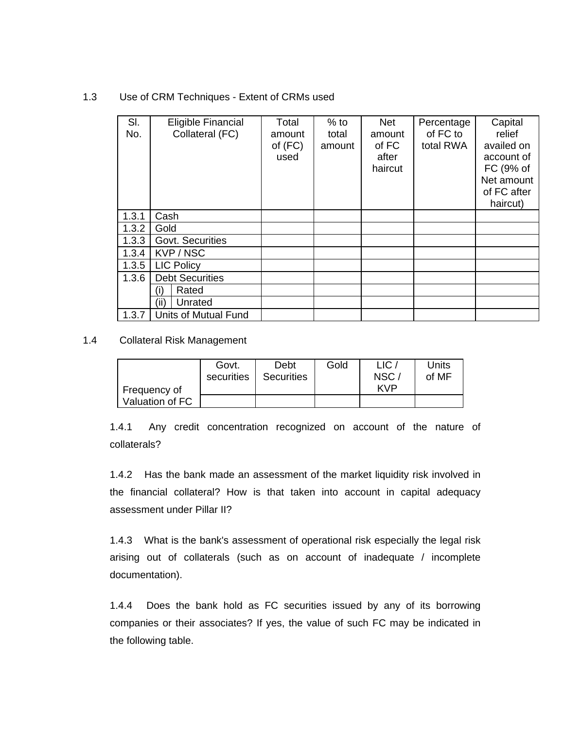1.3 Use of CRM Techniques - Extent of CRMs used

| Sl. No. | Eligible Financial Collateral (FC) | | Total amount of (FC) used | % to total amount | Net amount of FC after haircut | Percentage of FC to total RWA | Capital relief availed on account of FC (9% of Net amount of FC after haircut) |
|---|---|---|---|---|---|---|---|
| 1.3.1 | Cash | | | | | | |
| 1.3.2 | Gold | | | | | | |
| 1.3.3 | Govt. Securities | | | | | | |
| 1.3.4 | KVP / NSC | | | | | | |
| 1.3.5 | LIC Policy | | | | | | |
| 1.3.6 | Debt Securities | | | | | | |
| | (i) | Rated | | | | | |
| | (ii) | Unrated | | | | | |
| 1.3.7 | Units of Mutual Fund | | | | | | |

1.4 Collateral Risk Management

| | Govt. securities | Debt Securities | Gold | LIC / NSC / KVP | Units of MF |
|---|---|---|---|---|---|
| Frequency of Valuation of FC | | | | | |

1.4.1 Any credit concentration recognized on account of the nature of collaterals?

1.4.2 Has the bank made an assessment of the market liquidity risk involved in the financial collateral? How is that taken into account in capital adequacy assessment under Pillar II?

1.4.3 What is the bank's assessment of operational risk especially the legal risk arising out of collaterals (such as on account of inadequate / incomplete documentation).

1.4.4 Does the bank hold as FC securities issued by any of its borrowing companies or their associates? If yes, the value of such FC may be indicated in the following table.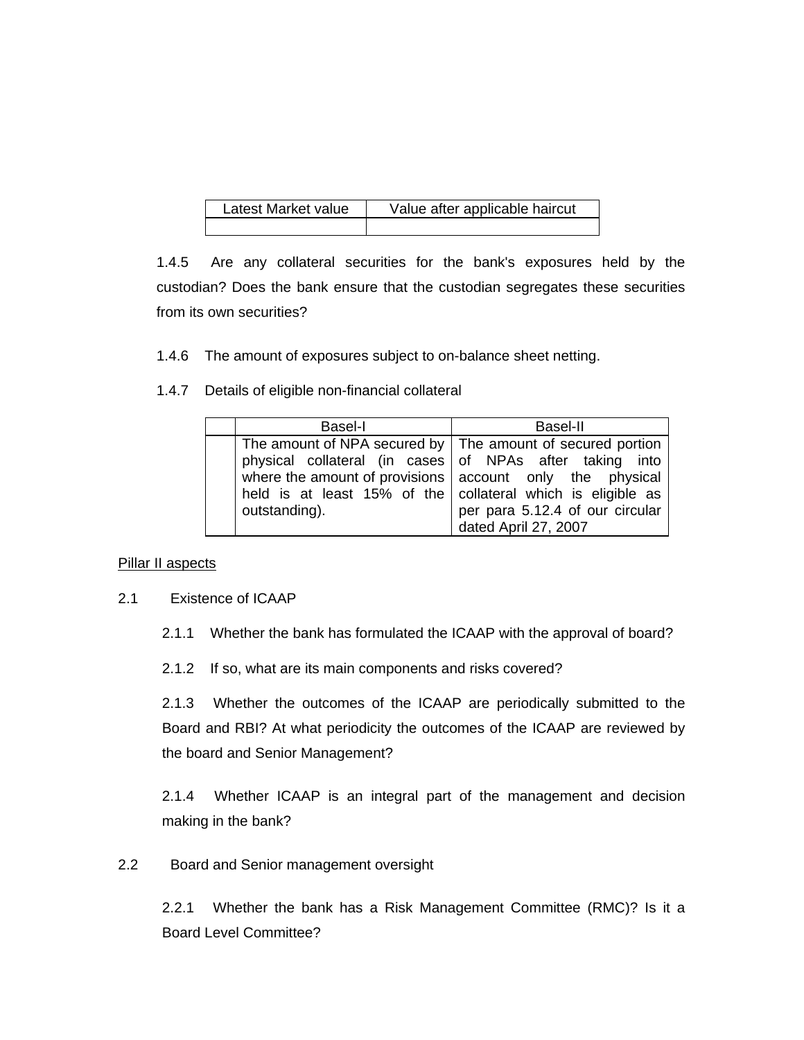| Latest Market value | Value after applicable haircut |
|---|---|
| | |

1.4.5 Are any collateral securities for the bank's exposures held by the custodian? Does the bank ensure that the custodian segregates these securities from its own securities?

1.4.6 The amount of exposures subject to on-balance sheet netting.

1.4.7 Details of eligible non-financial collateral

| | Basel-I | Basel-II |
|---|---|---|
| | The amount of NPA secured by physical collateral (in cases where the amount of provisions held is at least 15% of the outstanding). | The amount of secured portion of NPAs after taking into account only the physical collateral which is eligible as per para 5.12.4 of our circular dated April 27, 2007 |

<u>Pillar II aspects</u>

2.1 Existence of ICAAP

2.1.1 Whether the bank has formulated the ICAAP with the approval of board?

2.1.2 If so, what are its main components and risks covered?

2.1.3 Whether the outcomes of the ICAAP are periodically submitted to the Board and RBI? At what periodicity the outcomes of the ICAAP are reviewed by the board and Senior Management?

2.1.4 Whether ICAAP is an integral part of the management and decision making in the bank?

2.2 Board and Senior management oversight

2.2.1 Whether the bank has a Risk Management Committee (RMC)? Is it a Board Level Committee?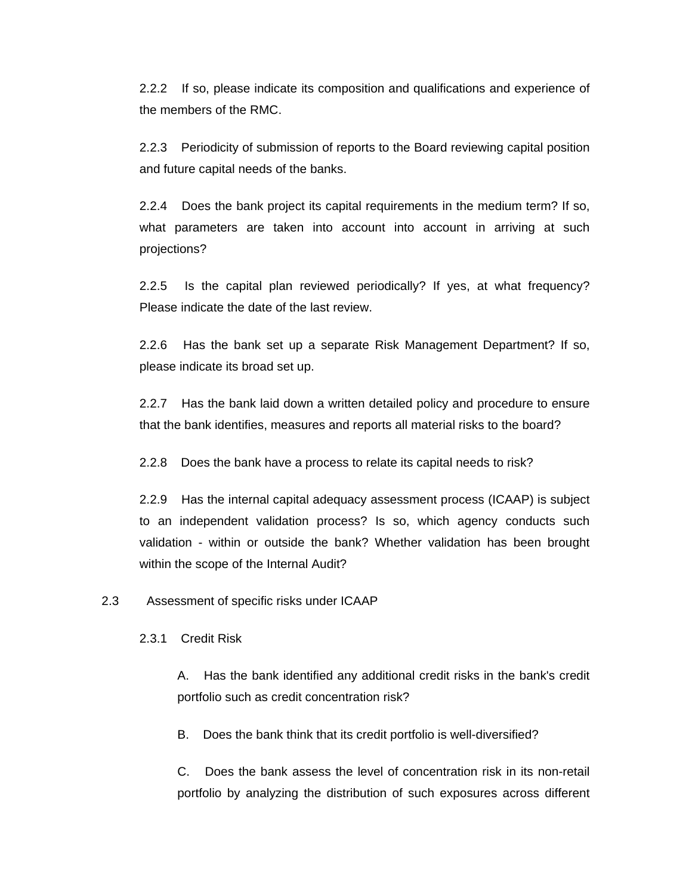2.2.2 If so, please indicate its composition and qualifications and experience of the members of the RMC.

2.2.3 Periodicity of submission of reports to the Board reviewing capital position and future capital needs of the banks.

2.2.4 Does the bank project its capital requirements in the medium term? If so, what parameters are taken into account into account in arriving at such projections?

2.2.5 Is the capital plan reviewed periodically? If yes, at what frequency? Please indicate the date of the last review.

2.2.6 Has the bank set up a separate Risk Management Department? If so, please indicate its broad set up.

2.2.7 Has the bank laid down a written detailed policy and procedure to ensure that the bank identifies, measures and reports all material risks to the board?

2.2.8 Does the bank have a process to relate its capital needs to risk?

2.2.9 Has the internal capital adequacy assessment process (ICAAP) is subject to an independent validation process? Is so, which agency conducts such validation - within or outside the bank? Whether validation has been brought within the scope of the Internal Audit?

2.3 Assessment of specific risks under ICAAP

2.3.1 Credit Risk

A. Has the bank identified any additional credit risks in the bank's credit portfolio such as credit concentration risk?

B. Does the bank think that its credit portfolio is well-diversified?

C. Does the bank assess the level of concentration risk in its non-retail portfolio by analyzing the distribution of such exposures across different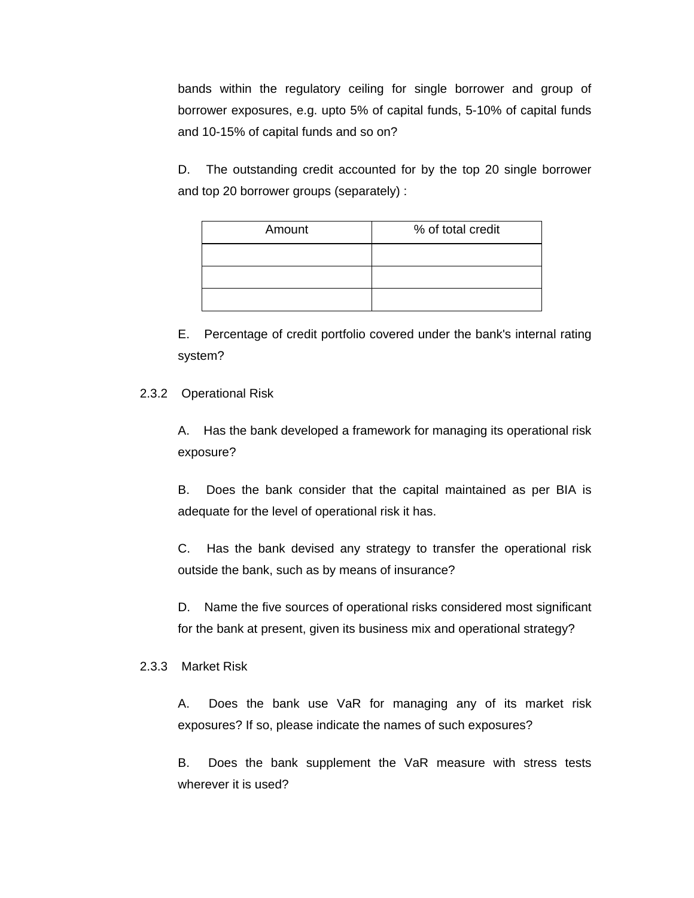bands within the regulatory ceiling for single borrower and group of borrower exposures, e.g. upto 5% of capital funds, 5-10% of capital funds and 10-15% of capital funds and so on?

D. The outstanding credit accounted for by the top 20 single borrower and top 20 borrower groups (separately) :

| Amount | % of total credit |
|---|---|
| | |
| | |
| | |

E. Percentage of credit portfolio covered under the bank's internal rating system?

2.3.2 Operational Risk

A. Has the bank developed a framework for managing its operational risk exposure?

B. Does the bank consider that the capital maintained as per BIA is adequate for the level of operational risk it has.

C. Has the bank devised any strategy to transfer the operational risk outside the bank, such as by means of insurance?

D. Name the five sources of operational risks considered most significant for the bank at present, given its business mix and operational strategy?

2.3.3 Market Risk

A. Does the bank use VaR for managing any of its market risk exposures? If so, please indicate the names of such exposures?

B. Does the bank supplement the VaR measure with stress tests wherever it is used?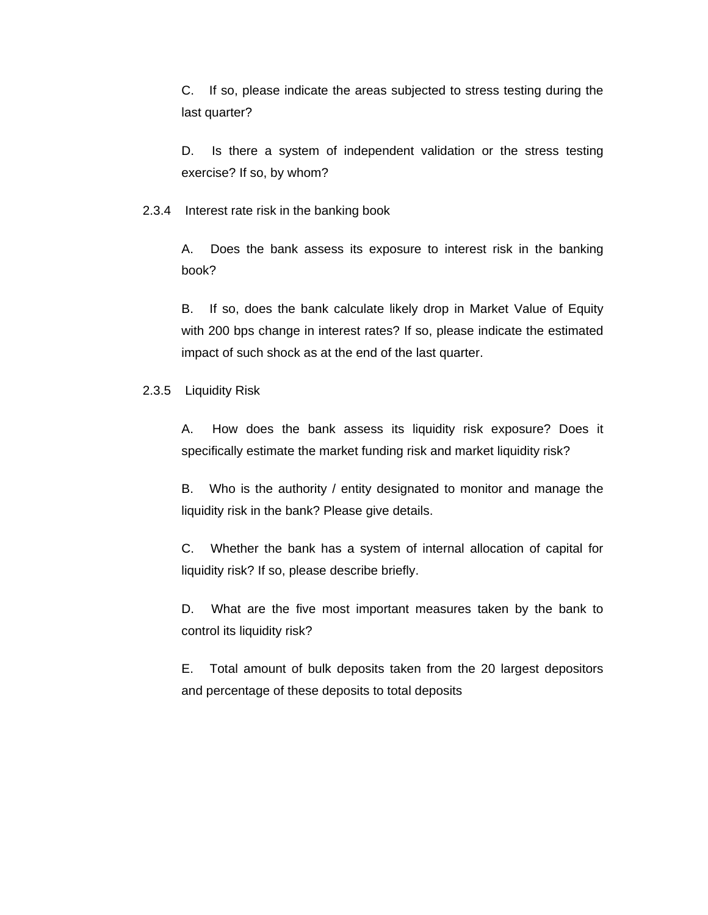C. If so, please indicate the areas subjected to stress testing during the last quarter?

D. Is there a system of independent validation or the stress testing exercise? If so, by whom?

2.3.4 Interest rate risk in the banking book

A. Does the bank assess its exposure to interest risk in the banking book?

B. If so, does the bank calculate likely drop in Market Value of Equity with 200 bps change in interest rates? If so, please indicate the estimated impact of such shock as at the end of the last quarter.

2.3.5 Liquidity Risk

A. How does the bank assess its liquidity risk exposure? Does it specifically estimate the market funding risk and market liquidity risk?

B. Who is the authority / entity designated to monitor and manage the liquidity risk in the bank? Please give details.

C. Whether the bank has a system of internal allocation of capital for liquidity risk? If so, please describe briefly.

D. What are the five most important measures taken by the bank to control its liquidity risk?

E. Total amount of bulk deposits taken from the 20 largest depositors and percentage of these deposits to total deposits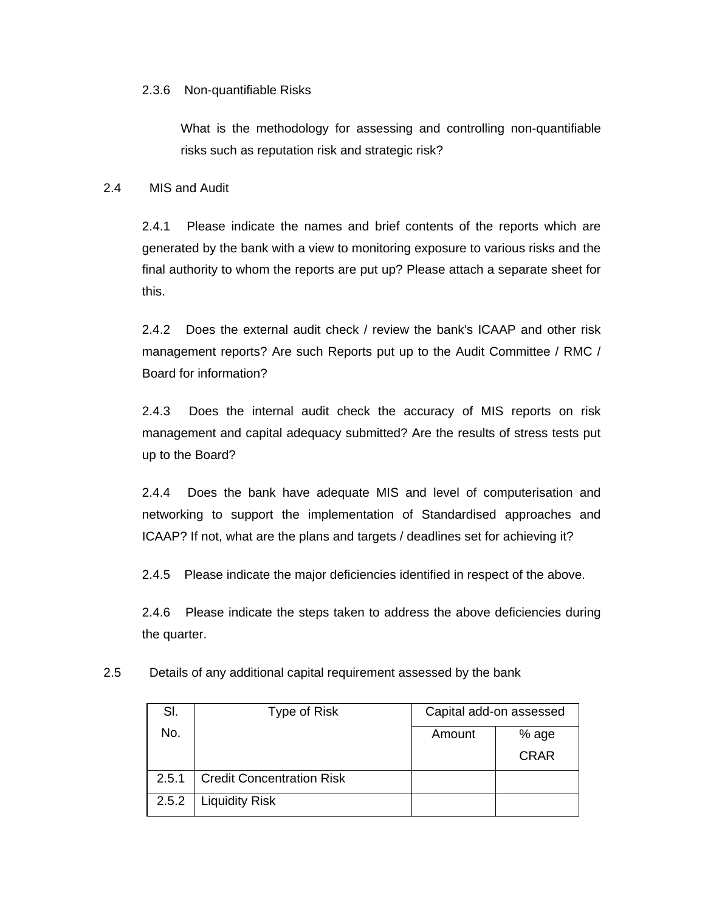2.3.6 Non-quantifiable Risks

What is the methodology for assessing and controlling non-quantifiable risks such as reputation risk and strategic risk?

2.4 MIS and Audit

2.4.1 Please indicate the names and brief contents of the reports which are generated by the bank with a view to monitoring exposure to various risks and the final authority to whom the reports are put up? Please attach a separate sheet for this.

2.4.2 Does the external audit check / review the bank's ICAAP and other risk management reports? Are such Reports put up to the Audit Committee / RMC / Board for information?

2.4.3 Does the internal audit check the accuracy of MIS reports on risk management and capital adequacy submitted? Are the results of stress tests put up to the Board?

2.4.4 Does the bank have adequate MIS and level of computerisation and networking to support the implementation of Standardised approaches and ICAAP? If not, what are the plans and targets / deadlines set for achieving it?

2.4.5 Please indicate the major deficiencies identified in respect of the above.

2.4.6 Please indicate the steps taken to address the above deficiencies during the quarter.

2.5 Details of any additional capital requirement assessed by the bank

| Sl. No. | Type of Risk | Capital add-on assessed | |
|---|---|---|---|
| | | Amount | % age CRAR |
| 2.5.1 | Credit Concentration Risk | | |
| 2.5.2 | Liquidity Risk | | |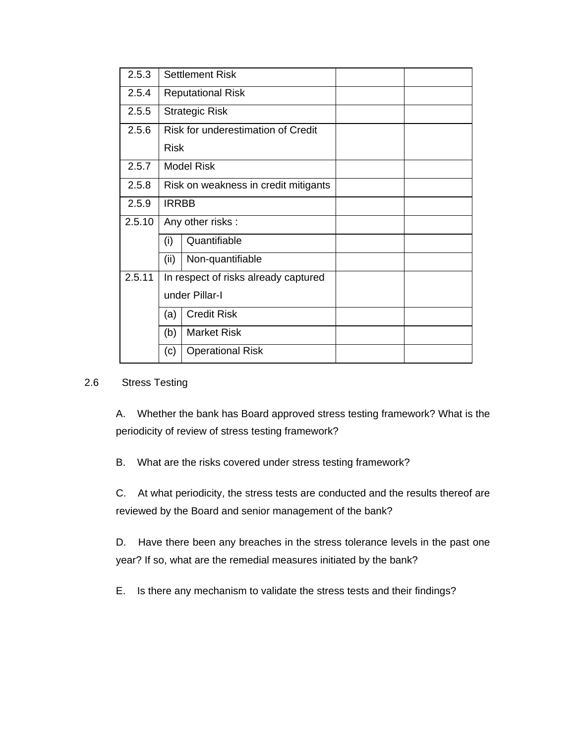| | | | | |
|---|---|---|---|---|
| 2.5.3 | Settlement Risk | | | |
| 2.5.4 | Reputational Risk | | | |
| 2.5.5 | Strategic Risk | | | |
| 2.5.6 | Risk for underestimation of Credit Risk | | | |
| 2.5.7 | Model Risk | | | |
| 2.5.8 | Risk on weakness in credit mitigants | | | |
| 2.5.9 | IRRBB | | | |
| 2.5.10 | Any other risks : | | | |
| | (i) | Quantifiable | | |
| | (ii) | Non-quantifiable | | |
| 2.5.11 | In respect of risks already captured under Pillar-I | | | |
| | (a) | Credit Risk | | |
| | (b) | Market Risk | | |
| | (c) | Operational Risk | | |

2.6 Stress Testing

A. Whether the bank has Board approved stress testing framework? What is the periodicity of review of stress testing framework?

B. What are the risks covered under stress testing framework?

C. At what periodicity, the stress tests are conducted and the results thereof are reviewed by the Board and senior management of the bank?

D. Have there been any breaches in the stress tolerance levels in the past one year? If so, what are the remedial measures initiated by the bank?

E. Is there any mechanism to validate the stress tests and their findings?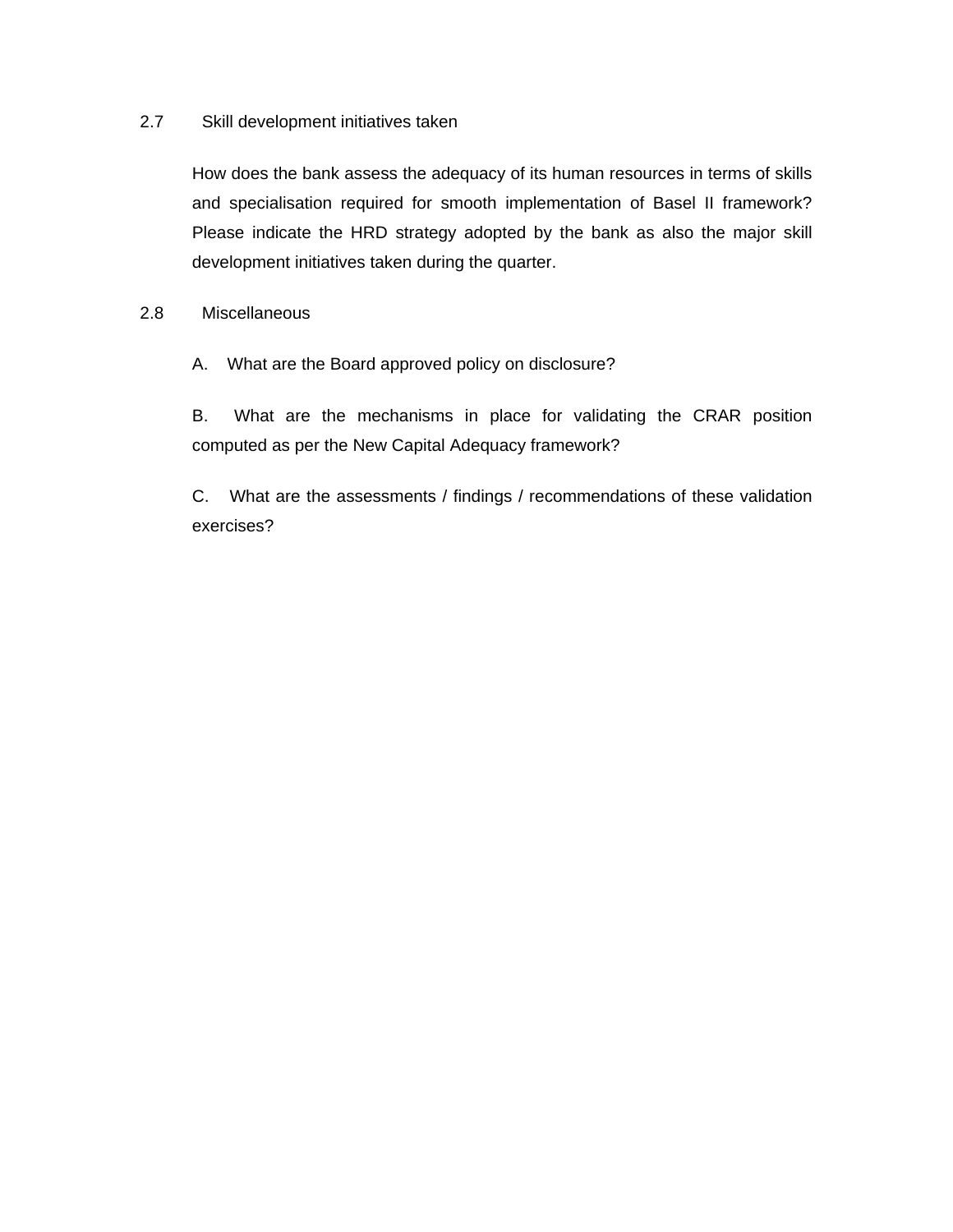2.7 Skill development initiatives taken

How does the bank assess the adequacy of its human resources in terms of skills and specialisation required for smooth implementation of Basel II framework? Please indicate the HRD strategy adopted by the bank as also the major skill development initiatives taken during the quarter.

2.8 Miscellaneous

A. What are the Board approved policy on disclosure?

B. What are the mechanisms in place for validating the CRAR position computed as per the New Capital Adequacy framework?

C. What are the assessments / findings / recommendations of these validation exercises?